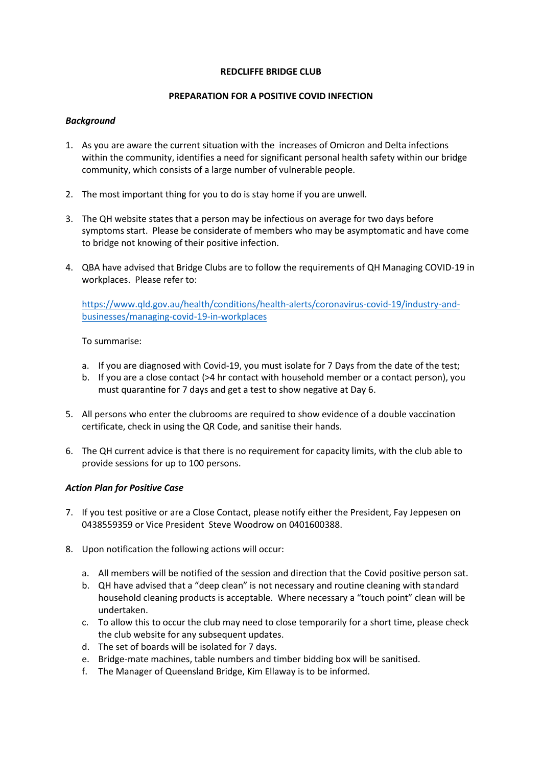**REDCLIFFE BRIDGE CLUB**

**PREPARATION FOR A POSITIVE COVID INFECTION**

***Background***

1. As you are aware the current situation with the increases of Omicron and Delta infections within the community, identifies a need for significant personal health safety within our bridge community, which consists of a large number of vulnerable people.

2. The most important thing for you to do is stay home if you are unwell.

3. The QH website states that a person may be infectious on average for two days before symptoms start. Please be considerate of members who may be asymptomatic and have come to bridge not knowing of their positive infection.

4. QBA have advised that Bridge Clubs are to follow the requirements of QH Managing COVID-19 in workplaces. Please refer to:

   [https://www.qld.gov.au/health/conditions/health-alerts/coronavirus-covid-19/industry-and-businesses/managing-covid-19-in-workplaces](https://www.qld.gov.au/health/conditions/health-alerts/coronavirus-covid-19/industry-and-businesses/managing-covid-19-in-workplaces)

   To summarise:

   a. If you are diagnosed with Covid-19, you must isolate for 7 Days from the date of the test;
   b. If you are a close contact (>4 hr contact with household member or a contact person), you must quarantine for 7 days and get a test to show negative at Day 6.

5. All persons who enter the clubrooms are required to show evidence of a double vaccination certificate, check in using the QR Code, and sanitise their hands.

6. The QH current advice is that there is no requirement for capacity limits, with the club able to provide sessions for up to 100 persons.

***Action Plan for Positive Case***

7. If you test positive or are a Close Contact, please notify either the President, Fay Jeppesen on 0438559359 or Vice President Steve Woodrow on 0401600388.

8. Upon notification the following actions will occur:

   a. All members will be notified of the session and direction that the Covid positive person sat.
   b. QH have advised that a "deep clean" is not necessary and routine cleaning with standard household cleaning products is acceptable. Where necessary a "touch point" clean will be undertaken.
   c. To allow this to occur the club may need to close temporarily for a short time, please check the club website for any subsequent updates.
   d. The set of boards will be isolated for 7 days.
   e. Bridge-mate machines, table numbers and timber bidding box will be sanitised.
   f. The Manager of Queensland Bridge, Kim Ellaway is to be informed.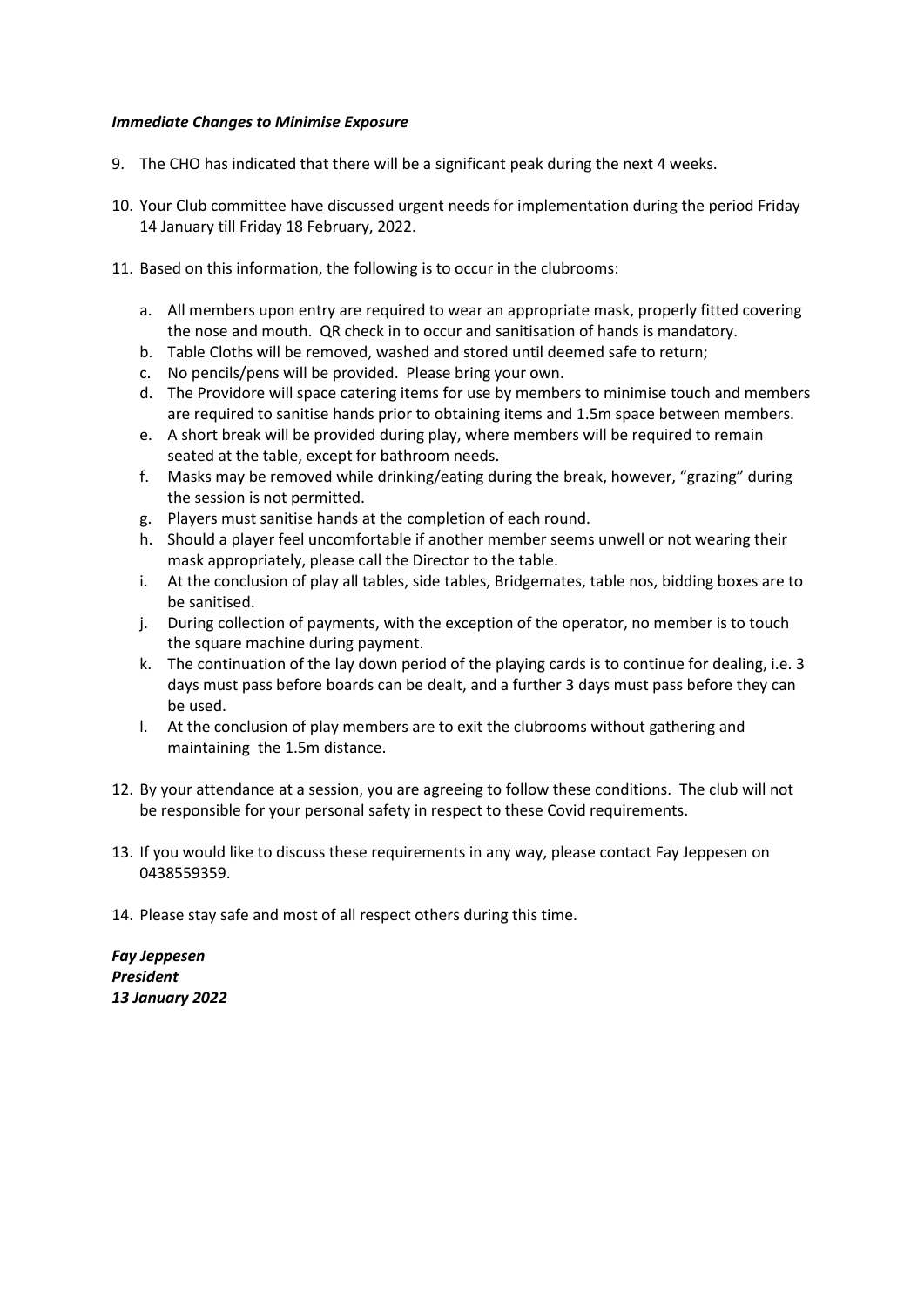***Immediate Changes to Minimise Exposure***

9. The CHO has indicated that there will be a significant peak during the next 4 weeks.

10. Your Club committee have discussed urgent needs for implementation during the period Friday 14 January till Friday 18 February, 2022.

11. Based on this information, the following is to occur in the clubrooms:

    a. All members upon entry are required to wear an appropriate mask, properly fitted covering the nose and mouth. QR check in to occur and sanitisation of hands is mandatory.
    b. Table Cloths will be removed, washed and stored until deemed safe to return;
    c. No pencils/pens will be provided. Please bring your own.
    d. The Providore will space catering items for use by members to minimise touch and members are required to sanitise hands prior to obtaining items and 1.5m space between members.
    e. A short break will be provided during play, where members will be required to remain seated at the table, except for bathroom needs.
    f. Masks may be removed while drinking/eating during the break, however, "grazing" during the session is not permitted.
    g. Players must sanitise hands at the completion of each round.
    h. Should a player feel uncomfortable if another member seems unwell or not wearing their mask appropriately, please call the Director to the table.
    i. At the conclusion of play all tables, side tables, Bridgemates, table nos, bidding boxes are to be sanitised.
    j. During collection of payments, with the exception of the operator, no member is to touch the square machine during payment.
    k. The continuation of the lay down period of the playing cards is to continue for dealing, i.e. 3 days must pass before boards can be dealt, and a further 3 days must pass before they can be used.
    l. At the conclusion of play members are to exit the clubrooms without gathering and maintaining the 1.5m distance.

12. By your attendance at a session, you are agreeing to follow these conditions. The club will not be responsible for your personal safety in respect to these Covid requirements.

13. If you would like to discuss these requirements in any way, please contact Fay Jeppesen on 0438559359.

14. Please stay safe and most of all respect others during this time.

***Fay Jeppesen***
***President***
***13 January 2022***